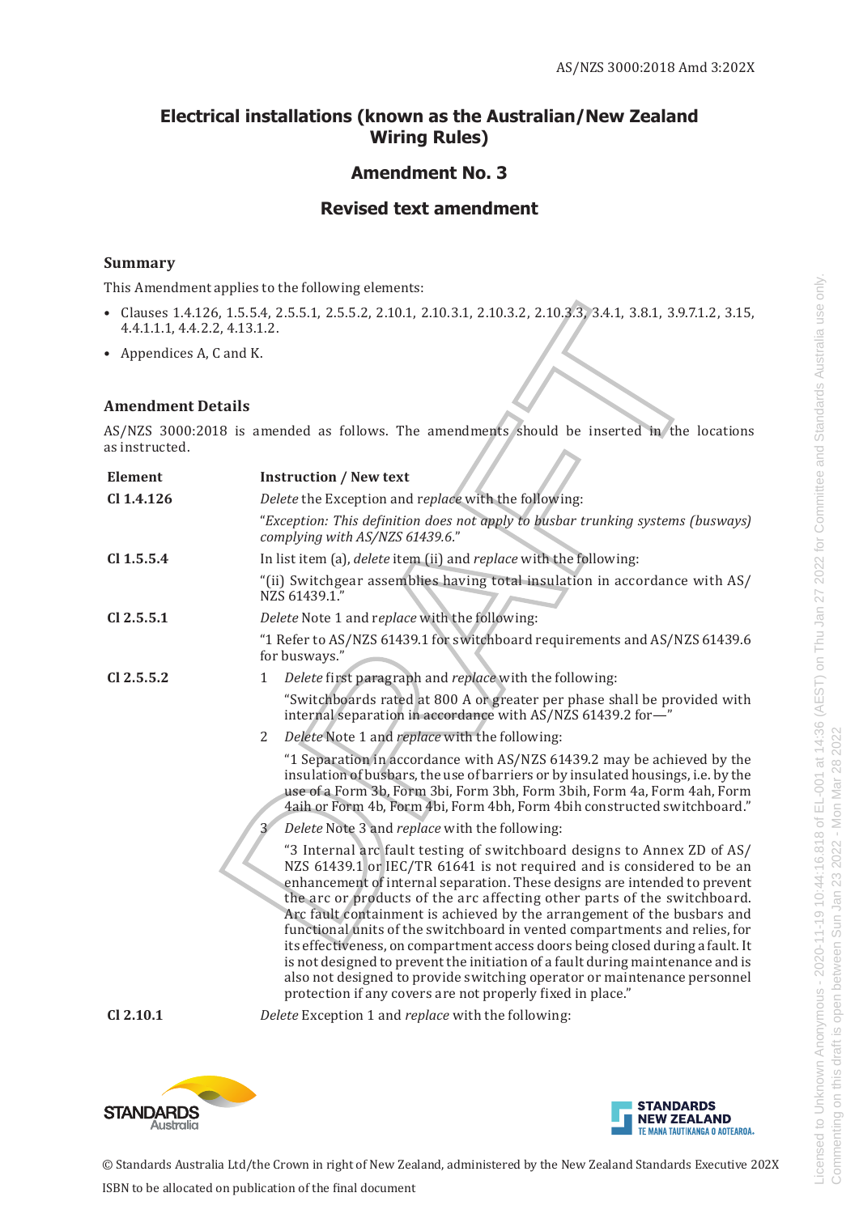# Electrical installations (known as the Australian/New Zealand Wiring Rules)

## Amendment No. 3

## Revised text amendment

### Summary

This Amendment applies to the following elements:

- Clauses 1.4.126, 1.5.5.4, 2.5.5.1, 2.5.5.2, 2.10.1, 2.10.3.1, 2.10.3.2, 2.10.3.3, 3.4.1, 3.8.1, 3.9.7.1.2, 3.15, 4.4.1.1.1, 4.4.2.2, 4.13.1.2.
- Appendices A, C and K.

### Amendment Details

AS/NZS 3000:2018 is amended as follows. The amendments should be inserted in the locations as instructed.

| Element | Instruction / New text |
|---|---|
| **Cl 1.4.126** | *Delete* the Exception and *replace* with the following: |
| | "*Exception: This definition does not apply to busbar trunking systems (busways) complying with AS/NZS 61439.6.*" |
| **Cl 1.5.5.4** | In list item (a), *delete* item (ii) and *replace* with the following: |
| | "(ii) Switchgear assemblies having total insulation in accordance with AS/NZS 61439.1." |
| **Cl 2.5.5.1** | *Delete* Note 1 and *replace* with the following: |
| | "1 Refer to AS/NZS 61439.1 for switchboard requirements and AS/NZS 61439.6 for busways." |
| **Cl 2.5.5.2** | 1 *Delete* first paragraph and *replace* with the following: |
| | "Switchboards rated at 800 A or greater per phase shall be provided with internal separation in accordance with AS/NZS 61439.2 for—" |
| | 2 *Delete* Note 1 and *replace* with the following: |
| | "1 Separation in accordance with AS/NZS 61439.2 may be achieved by the insulation of busbars, the use of barriers or by insulated housings, i.e. by the use of a Form 3b, Form 3bi, Form 3bh, Form 3bih, Form 4a, Form 4ah, Form 4aih or Form 4b, Form 4bi, Form 4bh, Form 4bih constructed switchboard." |
| | 3 *Delete* Note 3 and *replace* with the following: |
| | "3 Internal arc fault testing of switchboard designs to Annex ZD of AS/NZS 61439.1 or IEC/TR 61641 is not required and is considered to be an enhancement of internal separation. These designs are intended to prevent the arc or products of the arc affecting other parts of the switchboard. Arc fault containment is achieved by the arrangement of the busbars and functional units of the switchboard in vented compartments and relies, for its effectiveness, on compartment access doors being closed during a fault. It is not designed to prevent the initiation of a fault during maintenance and is also not designed to provide switching operator or maintenance personnel protection if any covers are not properly fixed in place." |
| **Cl 2.10.1** | *Delete* Exception 1 and *replace* with the following: |

© Standards Australia Ltd/the Crown in right of New Zealand, administered by the New Zealand Standards Executive 202X

ISBN to be allocated on publication of the final document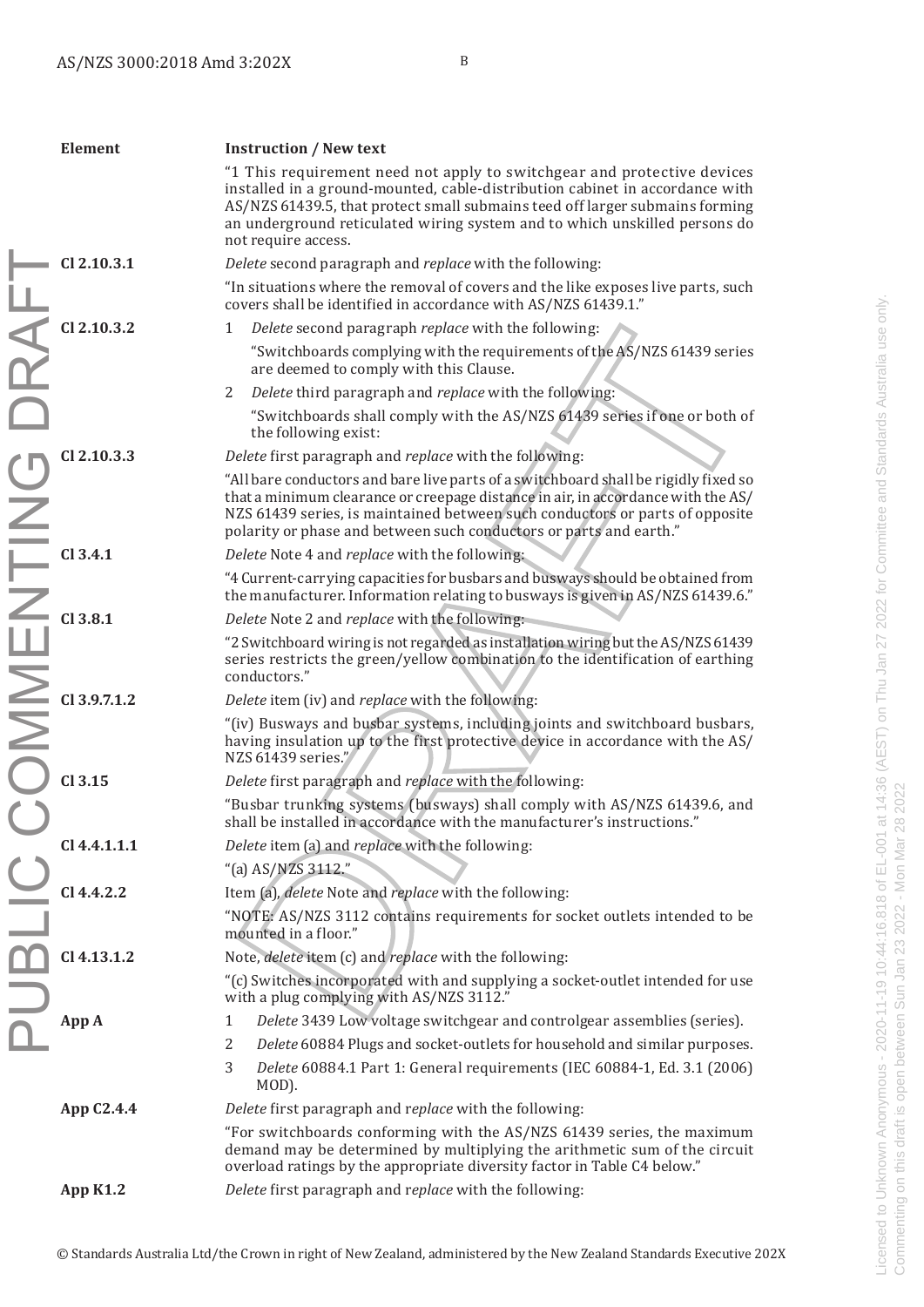| Element | Instruction / New text |
|---|---|
| | "1 This requirement need not apply to switchgear and protective devices installed in a ground-mounted, cable-distribution cabinet in accordance with AS/NZS 61439.5, that protect small submains teed off larger submains forming an underground reticulated wiring system and to which unskilled persons do not require access. |
| **Cl 2.10.3.1** | *Delete* second paragraph and *replace* with the following: |
| | "In situations where the removal of covers and the like exposes live parts, such covers shall be identified in accordance with AS/NZS 61439.1." |
| **Cl 2.10.3.2** | 1 *Delete* second paragraph *replace* with the following: |
| | "Switchboards complying with the requirements of the AS/NZS 61439 series are deemed to comply with this Clause. |
| | 2 *Delete* third paragraph and *replace* with the following: |
| | "Switchboards shall comply with the AS/NZS 61439 series if one or both of the following exist: |
| **Cl 2.10.3.3** | *Delete* first paragraph and *replace* with the following: |
| | "All bare conductors and bare live parts of a switchboard shall be rigidly fixed so that a minimum clearance or creepage distance in air, in accordance with the AS/NZS 61439 series, is maintained between such conductors or parts of opposite polarity or phase and between such conductors or parts and earth." |
| **Cl 3.4.1** | *Delete* Note 4 and *replace* with the following: |
| | "4 Current-carrying capacities for busbars and busways should be obtained from the manufacturer. Information relating to busways is given in AS/NZS 61439.6." |
| **Cl 3.8.1** | *Delete* Note 2 and *replace* with the following: |
| | "2 Switchboard wiring is not regarded as installation wiring but the AS/NZS 61439 series restricts the green/yellow combination to the identification of earthing conductors." |
| **Cl 3.9.7.1.2** | *Delete* item (iv) and *replace* with the following: |
| | "(iv) Busways and busbar systems, including joints and switchboard busbars, having insulation up to the first protective device in accordance with the AS/NZS 61439 series." |
| **Cl 3.15** | *Delete* first paragraph and *replace* with the following: |
| | "Busbar trunking systems (busways) shall comply with AS/NZS 61439.6, and shall be installed in accordance with the manufacturer's instructions." |
| **Cl 4.4.1.1.1** | *Delete* item (a) and *replace* with the following: |
| | "(a) AS/NZS 3112." |
| **Cl 4.4.2.2** | Item (a), *delete* Note and *replace* with the following: |
| | "NOTE: AS/NZS 3112 contains requirements for socket outlets intended to be mounted in a floor." |
| **Cl 4.13.1.2** | Note, *delete* item (c) and *replace* with the following: |
| | "(c) Switches incorporated with and supplying a socket-outlet intended for use with a plug complying with AS/NZS 3112." |
| **App A** | 1 *Delete* 3439 Low voltage switchgear and controlgear assemblies (series). |
| | 2 *Delete* 60884 Plugs and socket-outlets for household and similar purposes. |
| | 3 *Delete* 60884.1 Part 1: General requirements (IEC 60884-1, Ed. 3.1 (2006) MOD). |
| **App C2.4.4** | *Delete* first paragraph and *replace* with the following: |
| | "For switchboards conforming with the AS/NZS 61439 series, the maximum demand may be determined by multiplying the arithmetic sum of the circuit overload ratings by the appropriate diversity factor in Table C4 below." |
| **App K1.2** | *Delete* first paragraph and *replace* with the following: |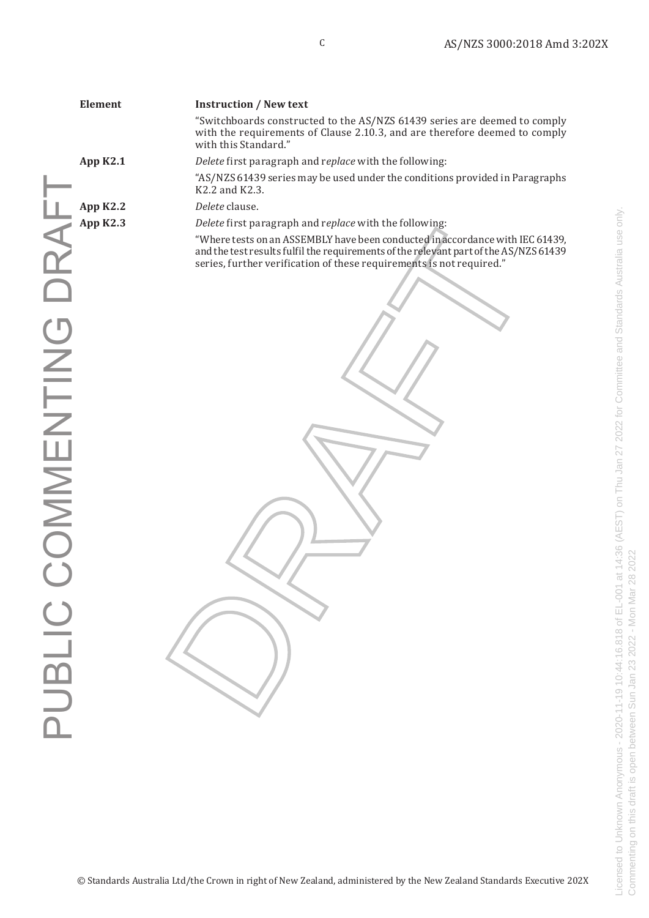| Element | Instruction / New text |
|---|---|
| | "Switchboards constructed to the AS/NZS 61439 series are deemed to comply with the requirements of Clause 2.10.3, and are therefore deemed to comply with this Standard." |
| **App K2.1** | *Delete* first paragraph and r*eplace* with the following: |
| | "AS/NZS 61439 series may be used under the conditions provided in Paragraphs K2.2 and K2.3. |
| **App K2.2** | *Delete* clause. |
| **App K2.3** | *Delete* first paragraph and r*eplace* with the following: |
| | "Where tests on an ASSEMBLY have been conducted in accordance with IEC 61439, and the test results fulfil the requirements of the relevant part of the AS/NZS 61439 series, further verification of these requirements is not required." |